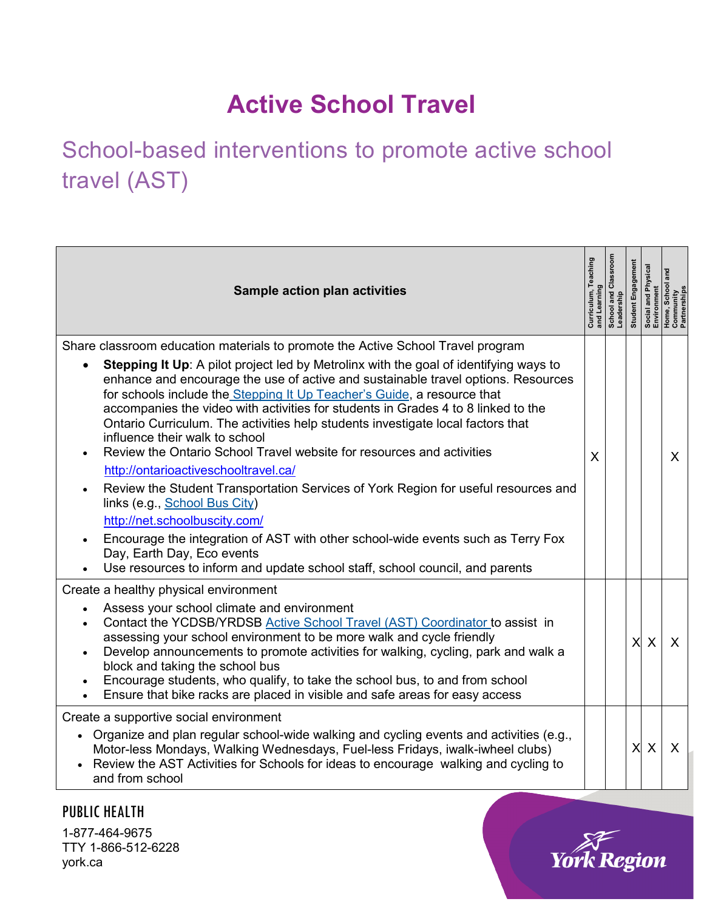# Active School Travel

## School-based interventions to promote active school travel (AST)

| Sample action plan activities | Curriculum, Teaching and Learning | School and Classroom Leadership | Student Engagement | Social and Physical Environment | Home, School and Community Partnerships |
|---|---|---|---|---|---|
| Share classroom education materials to promote the Active School Travel program<br>• **Stepping It Up**: A pilot project led by Metrolinx with the goal of identifying ways to enhance and encourage the use of active and sustainable travel options. Resources for schools include the Stepping It Up Teacher's Guide, a resource that accompanies the video with activities for students in Grades 4 to 8 linked to the Ontario Curriculum. The activities help students investigate local factors that influence their walk to school<br>• Review the Ontario School Travel website for resources and activities http://ontarioactiveschooltravel.ca/<br>• Review the Student Transportation Services of York Region for useful resources and links (e.g., School Bus City) http://net.schoolbuscity.com/<br>• Encourage the integration of AST with other school-wide events such as Terry Fox Day, Earth Day, Eco events<br>• Use resources to inform and update school staff, school council, and parents | X | | | | X |
| Create a healthy physical environment<br>• Assess your school climate and environment<br>• Contact the YCDSB/YRDSB Active School Travel (AST) Coordinator to assist in assessing your school environment to be more walk and cycle friendly<br>• Develop announcements to promote activities for walking, cycling, park and walk a block and taking the school bus<br>• Encourage students, who qualify, to take the school bus, to and from school<br>• Ensure that bike racks are placed in visible and safe areas for easy access | | | X | X | X |
| Create a supportive social environment<br>• Organize and plan regular school-wide walking and cycling events and activities (e.g., Motor-less Mondays, Walking Wednesdays, Fuel-less Fridays, iwalk-iwheel clubs)<br>• Review the AST Activities for Schools for ideas to encourage walking and cycling to and from school | | | X | X | X |

PUBLIC HEALTH

1-877-464-9675
TTY 1-866-512-6228
york.ca

York Region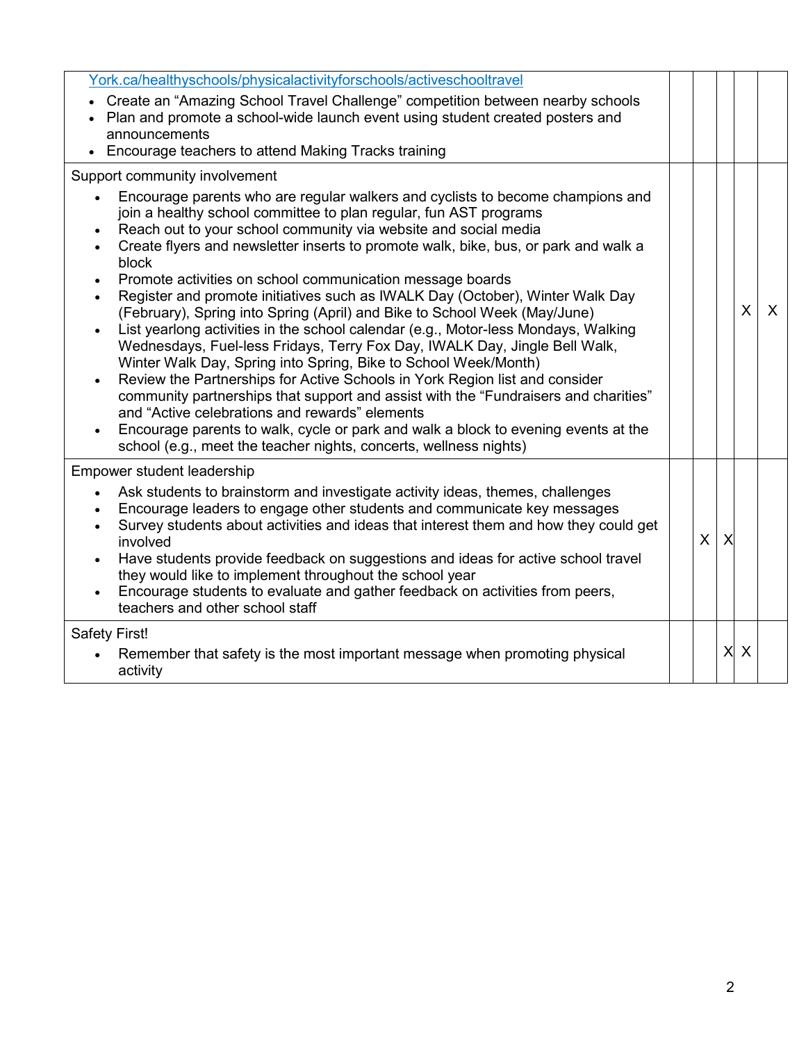| | | | | | |
|---|---|---|---|---|---|
| York.ca/healthyschools/physicalactivityforschools/activeschooltravel<br>• Create an “Amazing School Travel Challenge” competition between nearby schools<br>• Plan and promote a school-wide launch event using student created posters and announcements<br>• Encourage teachers to attend Making Tracks training | | | | | |
| Support community involvement<br>• Encourage parents who are regular walkers and cyclists to become champions and join a healthy school committee to plan regular, fun AST programs<br>• Reach out to your school community via website and social media<br>• Create flyers and newsletter inserts to promote walk, bike, bus, or park and walk a block<br>• Promote activities on school communication message boards<br>• Register and promote initiatives such as IWALK Day (October), Winter Walk Day (February), Spring into Spring (April) and Bike to School Week (May/June)<br>• List yearlong activities in the school calendar (e.g., Motor-less Mondays, Walking Wednesdays, Fuel-less Fridays, Terry Fox Day, IWALK Day, Jingle Bell Walk, Winter Walk Day, Spring into Spring, Bike to School Week/Month)<br>• Review the Partnerships for Active Schools in York Region list and consider community partnerships that support and assist with the “Fundraisers and charities” and “Active celebrations and rewards” elements<br>• Encourage parents to walk, cycle or park and walk a block to evening events at the school (e.g., meet the teacher nights, concerts, wellness nights) | | | | X | X |
| Empower student leadership<br>• Ask students to brainstorm and investigate activity ideas, themes, challenges<br>• Encourage leaders to engage other students and communicate key messages<br>• Survey students about activities and ideas that interest them and how they could get involved<br>• Have students provide feedback on suggestions and ideas for active school travel they would like to implement throughout the school year<br>• Encourage students to evaluate and gather feedback on activities from peers, teachers and other school staff | | X | X | | |
| Safety First!<br>• Remember that safety is the most important message when promoting physical activity | | | X | X | |